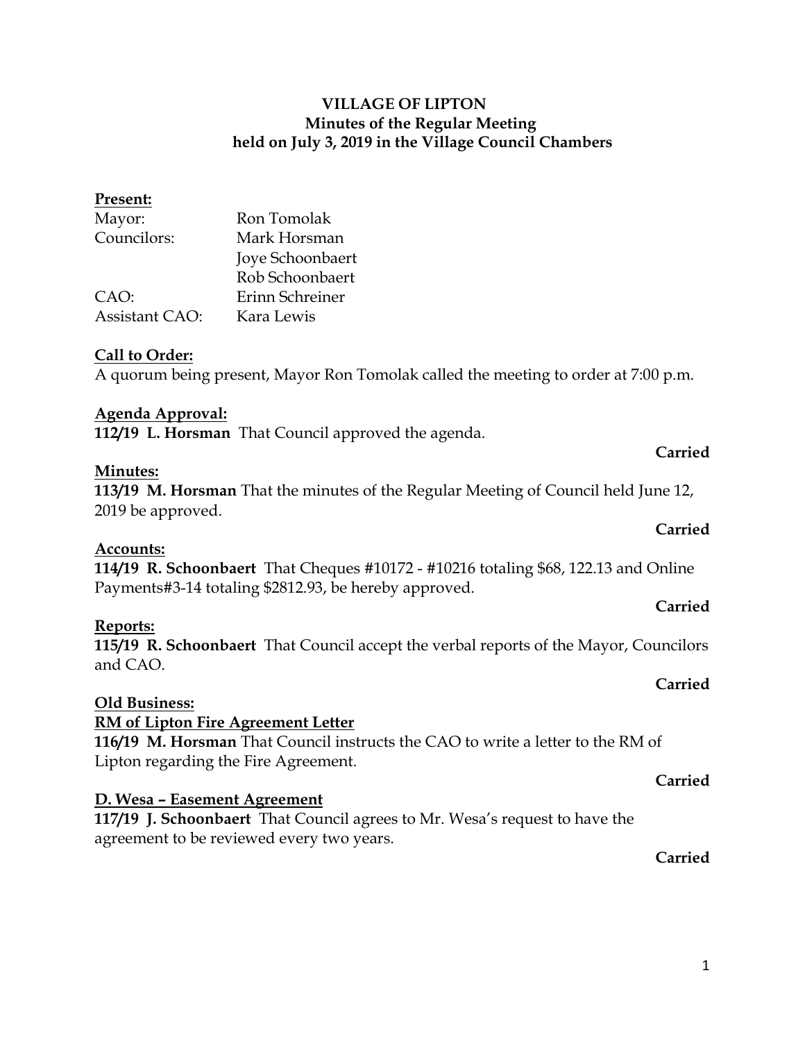# VILLAGE OF LIPTON
## Minutes of the Regular Meeting
## held on July 3, 2019 in the Village Council Chambers

**Present:**

| | |
|---|---|
| Mayor: | Ron Tomolak |
| Councilors: | Mark Horsman |
| | Joye Schoonbaert |
| | Rob Schoonbaert |
| CAO: | Erinn Schreiner |
| Assistant CAO: | Kara Lewis |

**Call to Order:**

A quorum being present, Mayor Ron Tomolak called the meeting to order at 7:00 p.m.

**Agenda Approval:**

**112/19 L. Horsman** That Council approved the agenda.

**Carried**

**Minutes:**

**113/19 M. Horsman** That the minutes of the Regular Meeting of Council held June 12, 2019 be approved.

**Carried**

**Accounts:**

**114/19 R. Schoonbaert** That Cheques #10172 - #10216 totaling $68, 122.13 and Online Payments#3-14 totaling $2812.93, be hereby approved.

**Carried**

**Reports:**

**115/19 R. Schoonbaert** That Council accept the verbal reports of the Mayor, Councilors and CAO.

**Carried**

**Old Business:**

**RM of Lipton Fire Agreement Letter**

**116/19 M. Horsman** That Council instructs the CAO to write a letter to the RM of Lipton regarding the Fire Agreement.

**Carried**

**D. Wesa – Easement Agreement**

**117/19 J. Schoonbaert** That Council agrees to Mr. Wesa's request to have the agreement to be reviewed every two years.

**Carried**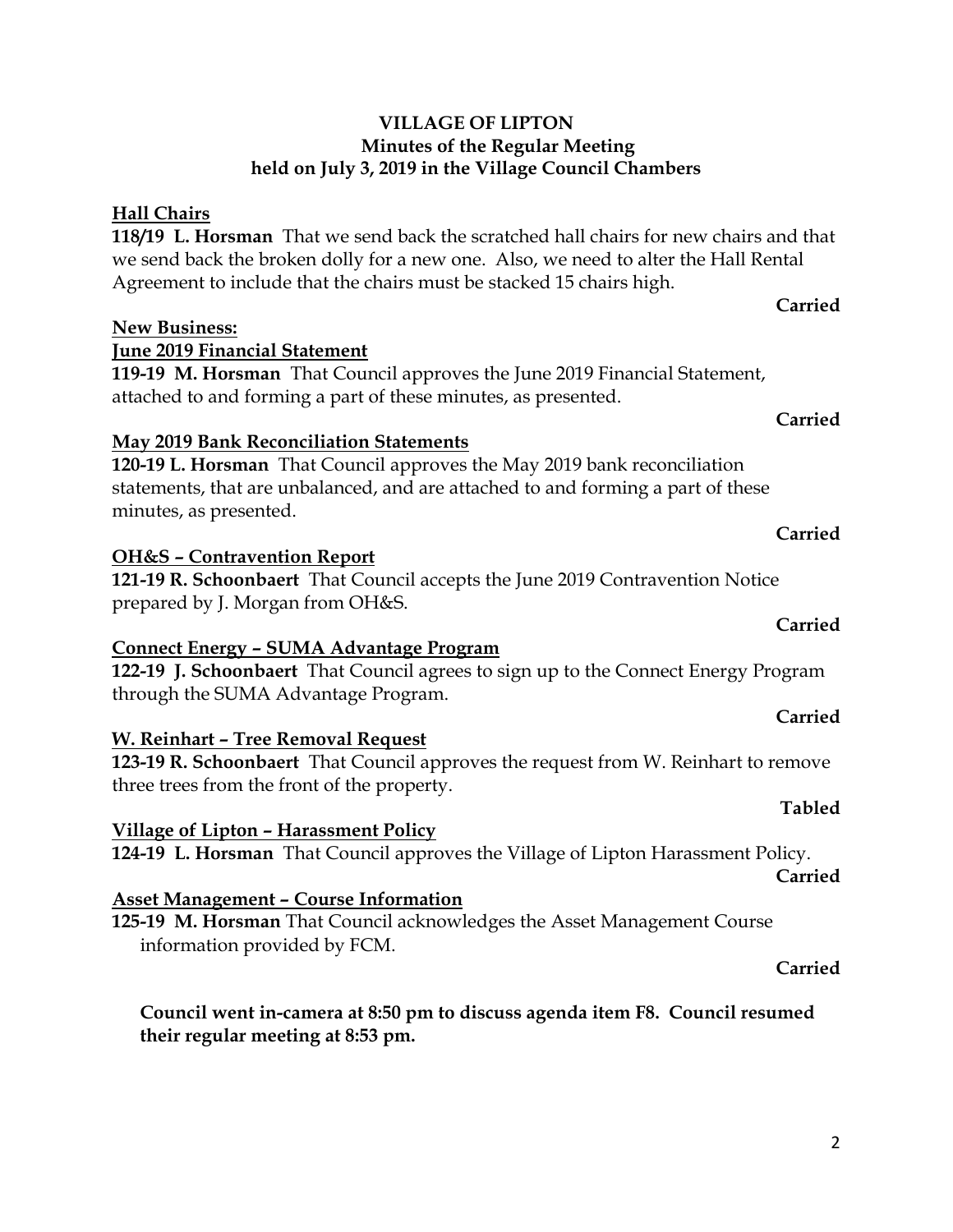**VILLAGE OF LIPTON**
**Minutes of the Regular Meeting**
**held on July 3, 2019 in the Village Council Chambers**

**Hall Chairs**

**118/19 L. Horsman** That we send back the scratched hall chairs for new chairs and that we send back the broken dolly for a new one. Also, we need to alter the Hall Rental Agreement to include that the chairs must be stacked 15 chairs high.

**Carried**

**New Business:**

**June 2019 Financial Statement**

**119-19 M. Horsman** That Council approves the June 2019 Financial Statement, attached to and forming a part of these minutes, as presented.

**Carried**

**May 2019 Bank Reconciliation Statements**

**120-19 L. Horsman** That Council approves the May 2019 bank reconciliation statements, that are unbalanced, and are attached to and forming a part of these minutes, as presented.

**Carried**

**OH&S – Contravention Report**

**121-19 R. Schoonbaert** That Council accepts the June 2019 Contravention Notice prepared by J. Morgan from OH&S.

**Carried**

**Connect Energy – SUMA Advantage Program**

**122-19 J. Schoonbaert** That Council agrees to sign up to the Connect Energy Program through the SUMA Advantage Program.

**Carried**

**W. Reinhart – Tree Removal Request**

**123-19 R. Schoonbaert** That Council approves the request from W. Reinhart to remove three trees from the front of the property.

**Tabled**

**Village of Lipton – Harassment Policy**

**124-19 L. Horsman** That Council approves the Village of Lipton Harassment Policy.

**Carried**

**Asset Management – Course Information**

**125-19 M. Horsman** That Council acknowledges the Asset Management Course information provided by FCM.

**Carried**

**Council went in-camera at 8:50 pm to discuss agenda item F8. Council resumed their regular meeting at 8:53 pm.**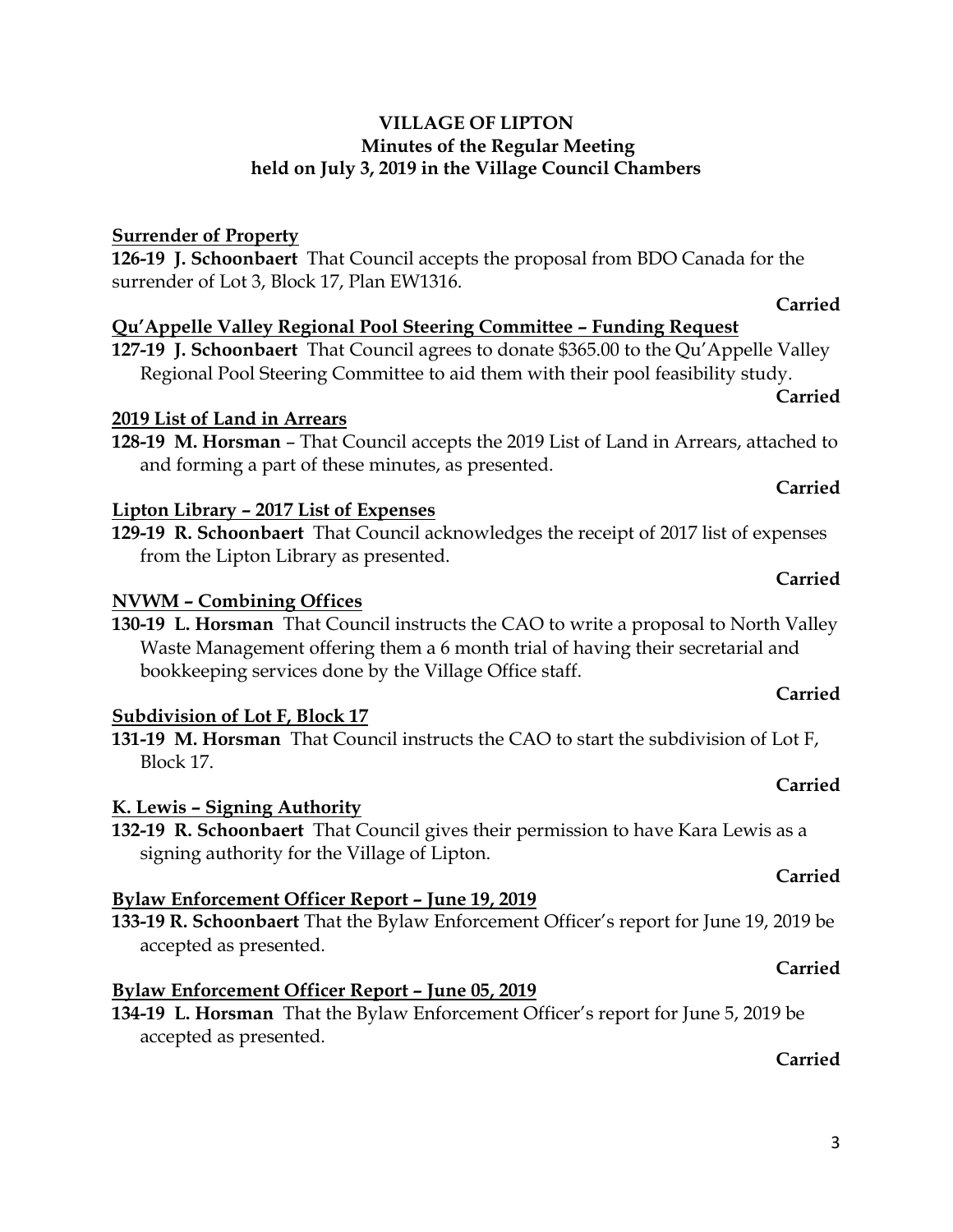**VILLAGE OF LIPTON**
**Minutes of the Regular Meeting**
**held on July 3, 2019 in the Village Council Chambers**

**Surrender of Property**

**126-19 J. Schoonbaert** That Council accepts the proposal from BDO Canada for the surrender of Lot 3, Block 17, Plan EW1316.

**Carried**

**Qu'Appelle Valley Regional Pool Steering Committee – Funding Request**

**127-19 J. Schoonbaert** That Council agrees to donate $365.00 to the Qu'Appelle Valley Regional Pool Steering Committee to aid them with their pool feasibility study.

**Carried**

**2019 List of Land in Arrears**

**128-19 M. Horsman** – That Council accepts the 2019 List of Land in Arrears, attached to and forming a part of these minutes, as presented.

**Carried**

**Lipton Library – 2017 List of Expenses**

**129-19 R. Schoonbaert** That Council acknowledges the receipt of 2017 list of expenses from the Lipton Library as presented.

**Carried**

**NVWM – Combining Offices**

**130-19 L. Horsman** That Council instructs the CAO to write a proposal to North Valley Waste Management offering them a 6 month trial of having their secretarial and bookkeeping services done by the Village Office staff.

**Carried**

**Subdivision of Lot F, Block 17**

**131-19 M. Horsman** That Council instructs the CAO to start the subdivision of Lot F, Block 17.

**Carried**

**K. Lewis – Signing Authority**

**132-19 R. Schoonbaert** That Council gives their permission to have Kara Lewis as a signing authority for the Village of Lipton.

**Carried**

**Bylaw Enforcement Officer Report – June 19, 2019**

**133-19 R. Schoonbaert** That the Bylaw Enforcement Officer's report for June 19, 2019 be accepted as presented.

**Carried**

**Bylaw Enforcement Officer Report – June 05, 2019**

**134-19 L. Horsman** That the Bylaw Enforcement Officer's report for June 5, 2019 be accepted as presented.

**Carried**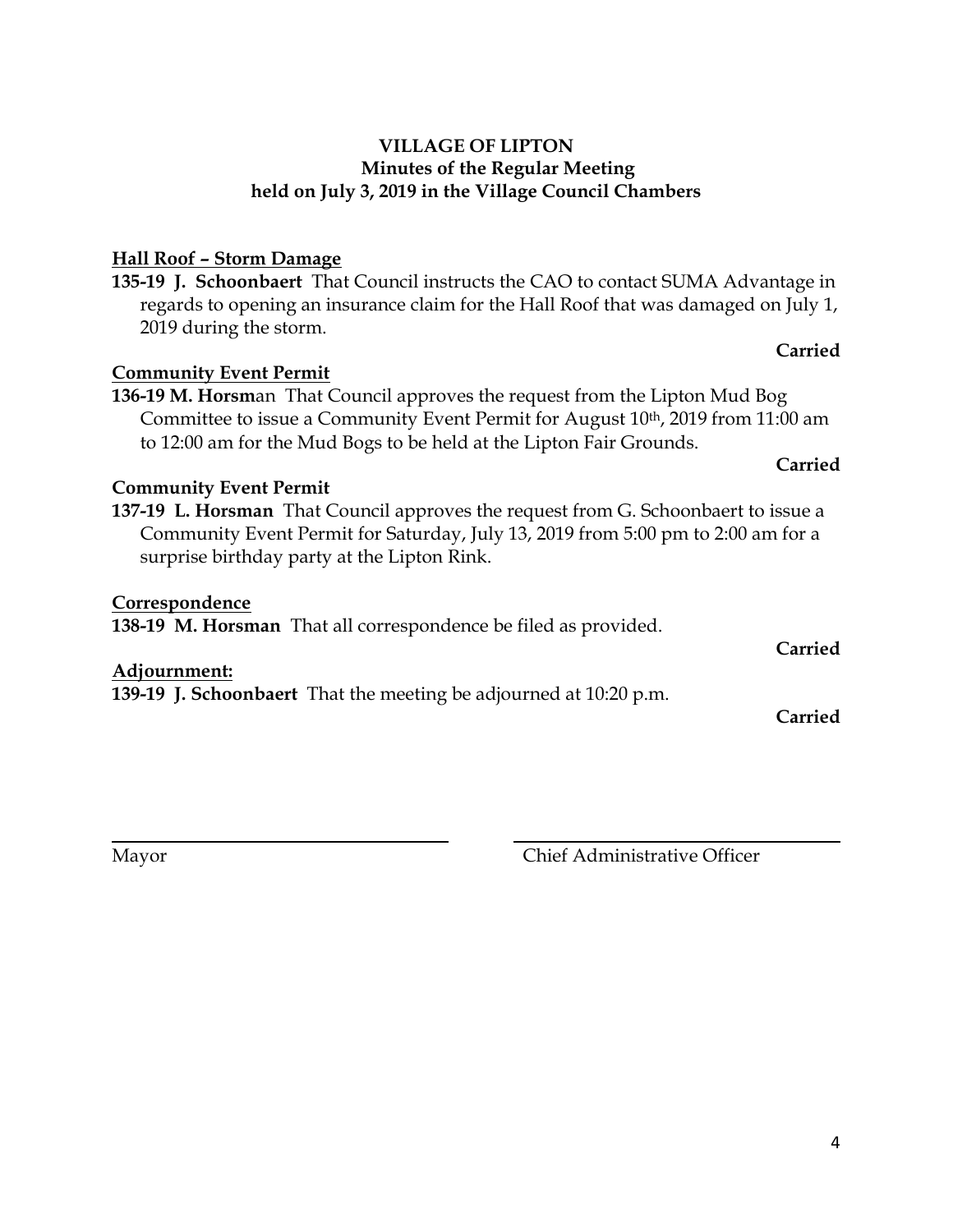**VILLAGE OF LIPTON**
**Minutes of the Regular Meeting**
**held on July 3, 2019 in the Village Council Chambers**

**Hall Roof – Storm Damage**

**135-19 J. Schoonbaert** That Council instructs the CAO to contact SUMA Advantage in regards to opening an insurance claim for the Hall Roof that was damaged on July 1, 2019 during the storm.

**Carried**

**Community Event Permit**

**136-19 M. Horsm**an That Council approves the request from the Lipton Mud Bog Committee to issue a Community Event Permit for August 10th, 2019 from 11:00 am to 12:00 am for the Mud Bogs to be held at the Lipton Fair Grounds.

**Carried**

**Community Event Permit**

**137-19 L. Horsman** That Council approves the request from G. Schoonbaert to issue a Community Event Permit for Saturday, July 13, 2019 from 5:00 pm to 2:00 am for a surprise birthday party at the Lipton Rink.

**Correspondence**

**138-19 M. Horsman** That all correspondence be filed as provided.

**Carried**

**Adjournment:**

**139-19 J. Schoonbaert** That the meeting be adjourned at 10:20 p.m.

**Carried**

\_\_\_\_\_\_\_\_\_\_\_\_\_\_\_\_\_\_\_\_\_\_\_\_\_\_\_\_\_\_\_\_\_\_\_\_\_ \_\_\_\_\_\_\_\_\_\_\_\_\_\_\_\_\_\_\_\_\_\_\_\_\_\_\_\_\_\_\_\_\_\_\_\_\_

Mayor Chief Administrative Officer